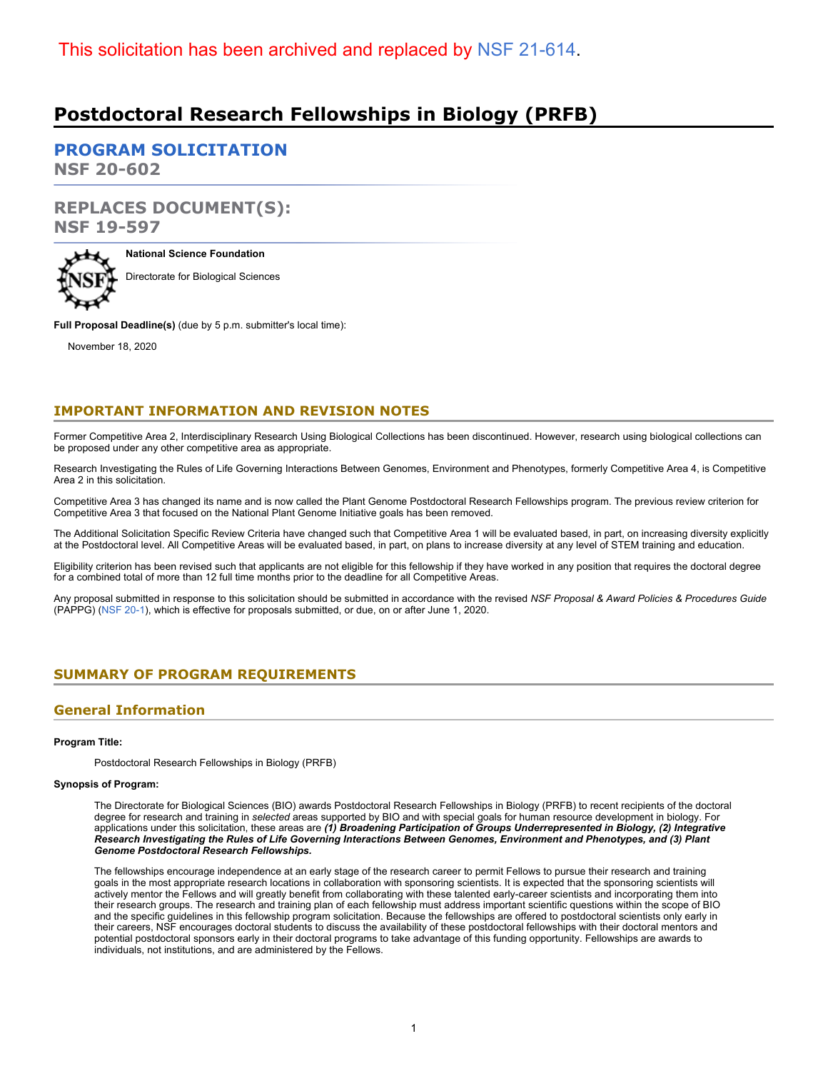This solicitation has been archived and replaced by NSF 21-614.

# Postdoctoral Research Fellowships in Biology (PRFB)

## PROGRAM SOLICITATION
**NSF 20-602**

## REPLACES DOCUMENT(S):
**NSF 19-597**

**National Science Foundation**

Directorate for Biological Sciences

**Full Proposal Deadline(s)** (due by 5 p.m. submitter's local time):

November 18, 2020

## IMPORTANT INFORMATION AND REVISION NOTES

Former Competitive Area 2, Interdisciplinary Research Using Biological Collections has been discontinued. However, research using biological collections can be proposed under any other competitive area as appropriate.

Research Investigating the Rules of Life Governing Interactions Between Genomes, Environment and Phenotypes, formerly Competitive Area 4, is Competitive Area 2 in this solicitation.

Competitive Area 3 has changed its name and is now called the Plant Genome Postdoctoral Research Fellowships program. The previous review criterion for Competitive Area 3 that focused on the National Plant Genome Initiative goals has been removed.

The Additional Solicitation Specific Review Criteria have changed such that Competitive Area 1 will be evaluated based, in part, on increasing diversity explicitly at the Postdoctoral level. All Competitive Areas will be evaluated based, in part, on plans to increase diversity at any level of STEM training and education.

Eligibility criterion has been revised such that applicants are not eligible for this fellowship if they have worked in any position that requires the doctoral degree for a combined total of more than 12 full time months prior to the deadline for all Competitive Areas.

Any proposal submitted in response to this solicitation should be submitted in accordance with the revised *NSF Proposal & Award Policies & Procedures Guide* (PAPPG) (NSF 20-1), which is effective for proposals submitted, or due, on or after June 1, 2020.

## SUMMARY OF PROGRAM REQUIREMENTS

### General Information

**Program Title:**

Postdoctoral Research Fellowships in Biology (PRFB)

**Synopsis of Program:**

The Directorate for Biological Sciences (BIO) awards Postdoctoral Research Fellowships in Biology (PRFB) to recent recipients of the doctoral degree for research and training in *selected* areas supported by BIO and with special goals for human resource development in biology. For applications under this solicitation, these areas are ***(1) Broadening Participation of Groups Underrepresented in Biology, (2) Integrative Research Investigating the Rules of Life Governing Interactions Between Genomes, Environment and Phenotypes, and (3) Plant Genome Postdoctoral Research Fellowships.***

The fellowships encourage independence at an early stage of the research career to permit Fellows to pursue their research and training goals in the most appropriate research locations in collaboration with sponsoring scientists. It is expected that the sponsoring scientists will actively mentor the Fellows and will greatly benefit from collaborating with these talented early-career scientists and incorporating them into their research groups. The research and training plan of each fellowship must address important scientific questions within the scope of BIO and the specific guidelines in this fellowship program solicitation. Because the fellowships are offered to postdoctoral scientists only early in their careers, NSF encourages doctoral students to discuss the availability of these postdoctoral fellowships with their doctoral mentors and potential postdoctoral sponsors early in their doctoral programs to take advantage of this funding opportunity. Fellowships are awards to individuals, not institutions, and are administered by the Fellows.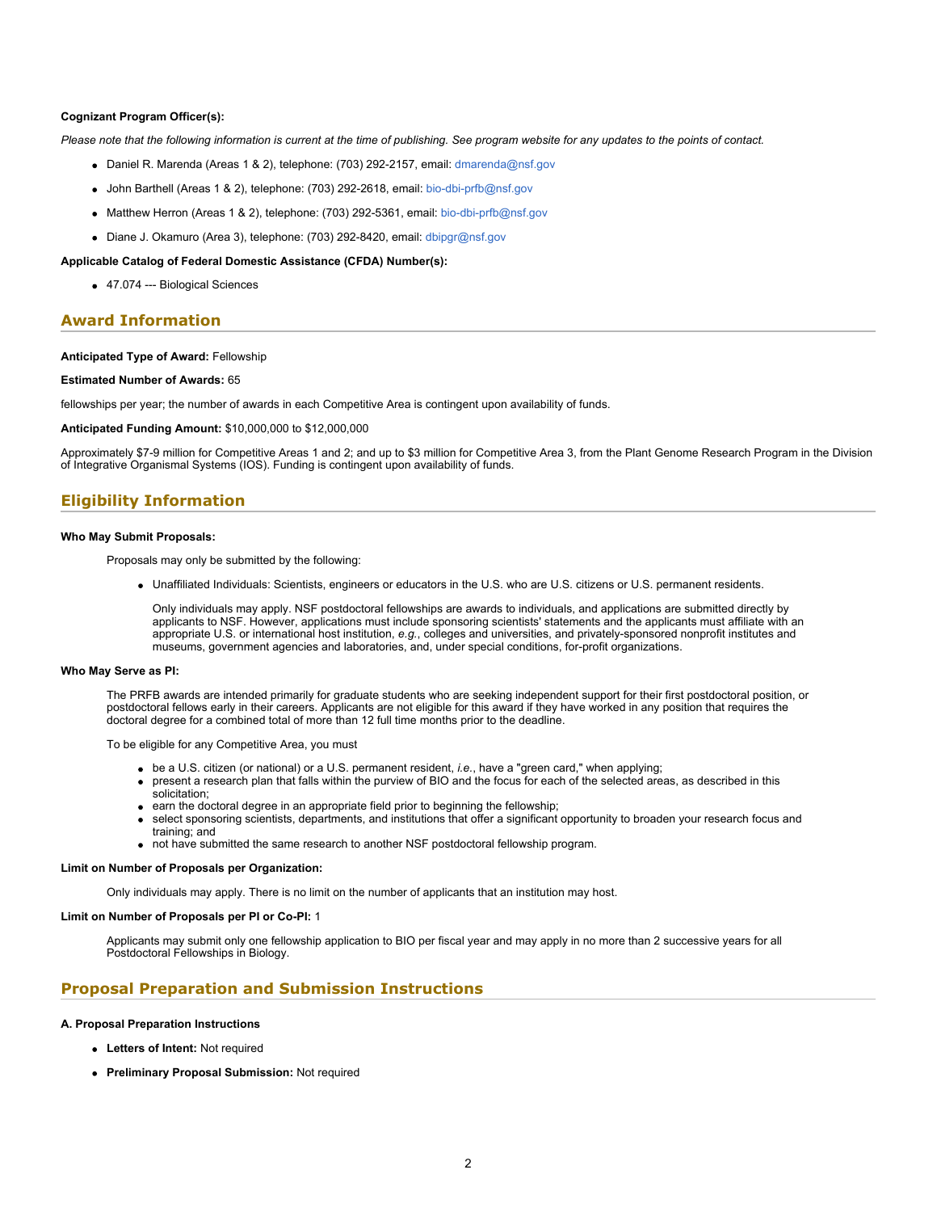**Cognizant Program Officer(s):**

*Please note that the following information is current at the time of publishing. See program website for any updates to the points of contact.*

- Daniel R. Marenda (Areas 1 & 2), telephone: (703) 292-2157, email: dmarenda@nsf.gov
- John Barthell (Areas 1 & 2), telephone: (703) 292-2618, email: bio-dbi-prfb@nsf.gov
- Matthew Herron (Areas 1 & 2), telephone: (703) 292-5361, email: bio-dbi-prfb@nsf.gov
- Diane J. Okamuro (Area 3), telephone: (703) 292-8420, email: dbipgr@nsf.gov

**Applicable Catalog of Federal Domestic Assistance (CFDA) Number(s):**

- 47.074 --- Biological Sciences

## Award Information

**Anticipated Type of Award:** Fellowship

**Estimated Number of Awards:** 65

fellowships per year; the number of awards in each Competitive Area is contingent upon availability of funds.

**Anticipated Funding Amount:** $10,000,000 to $12,000,000

Approximately $7-9 million for Competitive Areas 1 and 2; and up to $3 million for Competitive Area 3, from the Plant Genome Research Program in the Division of Integrative Organismal Systems (IOS). Funding is contingent upon availability of funds.

## Eligibility Information

**Who May Submit Proposals:**

Proposals may only be submitted by the following:

- Unaffiliated Individuals: Scientists, engineers or educators in the U.S. who are U.S. citizens or U.S. permanent residents.

  Only individuals may apply. NSF postdoctoral fellowships are awards to individuals, and applications are submitted directly by applicants to NSF. However, applications must include sponsoring scientists' statements and the applicants must affiliate with an appropriate U.S. or international host institution, *e.g.*, colleges and universities, and privately-sponsored nonprofit institutes and museums, government agencies and laboratories, and, under special conditions, for-profit organizations.

**Who May Serve as PI:**

The PRFB awards are intended primarily for graduate students who are seeking independent support for their first postdoctoral position, or postdoctoral fellows early in their careers. Applicants are not eligible for this award if they have worked in any position that requires the doctoral degree for a combined total of more than 12 full time months prior to the deadline.

To be eligible for any Competitive Area, you must

- be a U.S. citizen (or national) or a U.S. permanent resident, *i.e.*, have a "green card," when applying;
- present a research plan that falls within the purview of BIO and the focus for each of the selected areas, as described in this solicitation;
- earn the doctoral degree in an appropriate field prior to beginning the fellowship;
- select sponsoring scientists, departments, and institutions that offer a significant opportunity to broaden your research focus and training; and
- not have submitted the same research to another NSF postdoctoral fellowship program.

**Limit on Number of Proposals per Organization:**

Only individuals may apply. There is no limit on the number of applicants that an institution may host.

**Limit on Number of Proposals per PI or Co-PI:** 1

Applicants may submit only one fellowship application to BIO per fiscal year and may apply in no more than 2 successive years for all Postdoctoral Fellowships in Biology.

## Proposal Preparation and Submission Instructions

**A. Proposal Preparation Instructions**

- **Letters of Intent:** Not required
- **Preliminary Proposal Submission:** Not required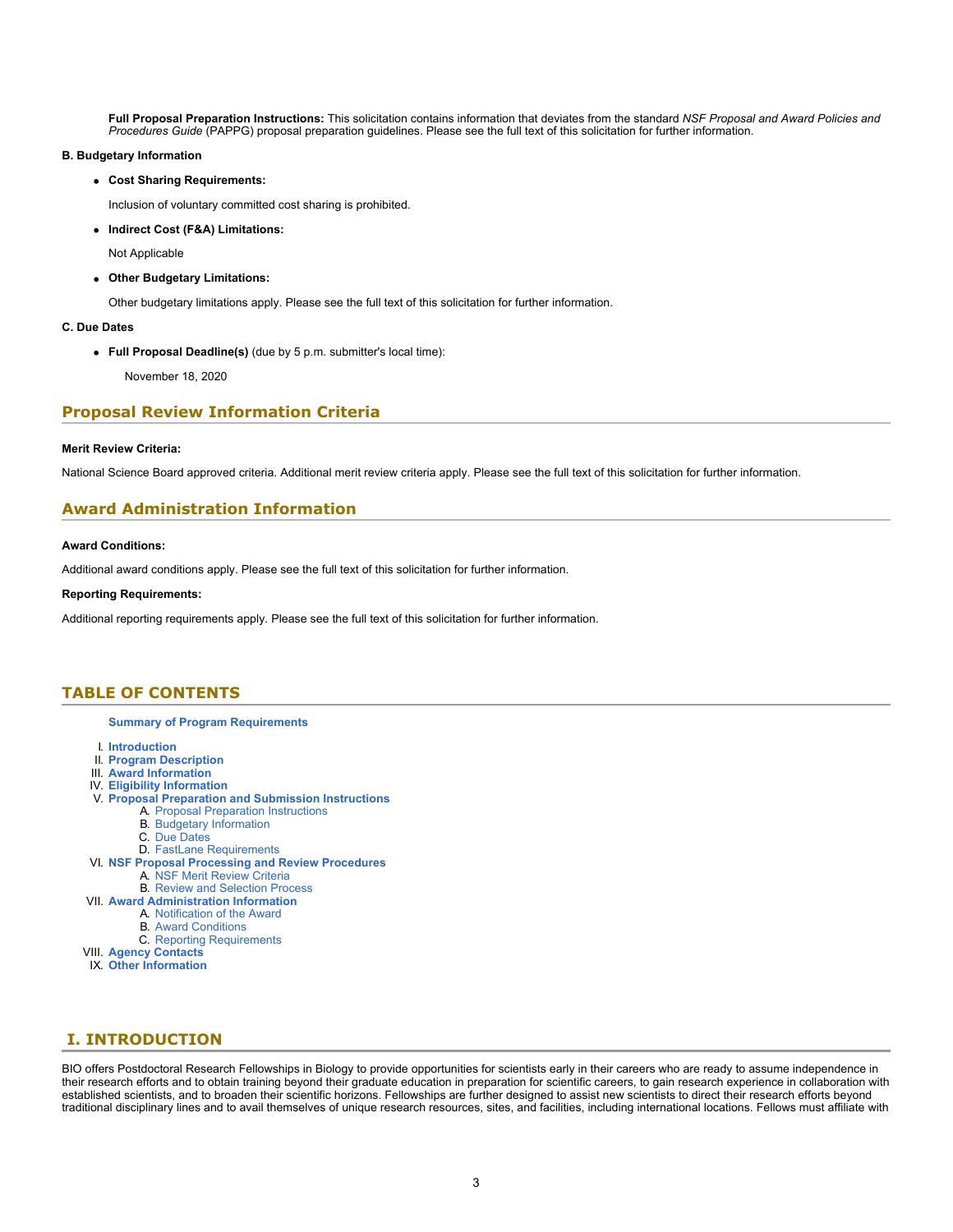**Full Proposal Preparation Instructions:** This solicitation contains information that deviates from the standard *NSF Proposal and Award Policies and Procedures Guide* (PAPPG) proposal preparation guidelines. Please see the full text of this solicitation for further information.

**B. Budgetary Information**

- **Cost Sharing Requirements:**

  Inclusion of voluntary committed cost sharing is prohibited.

- **Indirect Cost (F&A) Limitations:**

  Not Applicable

- **Other Budgetary Limitations:**

  Other budgetary limitations apply. Please see the full text of this solicitation for further information.

**C. Due Dates**

- **Full Proposal Deadline(s)** (due by 5 p.m. submitter's local time):

  November 18, 2020

## Proposal Review Information Criteria

**Merit Review Criteria:**

National Science Board approved criteria. Additional merit review criteria apply. Please see the full text of this solicitation for further information.

## Award Administration Information

**Award Conditions:**

Additional award conditions apply. Please see the full text of this solicitation for further information.

**Reporting Requirements:**

Additional reporting requirements apply. Please see the full text of this solicitation for further information.

## TABLE OF CONTENTS

**Summary of Program Requirements**

I. **Introduction**
II. **Program Description**
III. **Award Information**
IV. **Eligibility Information**
V. **Proposal Preparation and Submission Instructions**
   A. Proposal Preparation Instructions
   B. Budgetary Information
   C. Due Dates
   D. FastLane Requirements
VI. **NSF Proposal Processing and Review Procedures**
   A. NSF Merit Review Criteria
   B. Review and Selection Process
VII. **Award Administration Information**
   A. Notification of the Award
   B. Award Conditions
   C. Reporting Requirements
VIII. **Agency Contacts**
IX. **Other Information**

## I. INTRODUCTION

BIO offers Postdoctoral Research Fellowships in Biology to provide opportunities for scientists early in their careers who are ready to assume independence in their research efforts and to obtain training beyond their graduate education in preparation for scientific careers, to gain research experience in collaboration with established scientists, and to broaden their scientific horizons. Fellowships are further designed to assist new scientists to direct their research efforts beyond traditional disciplinary lines and to avail themselves of unique research resources, sites, and facilities, including international locations. Fellows must affiliate with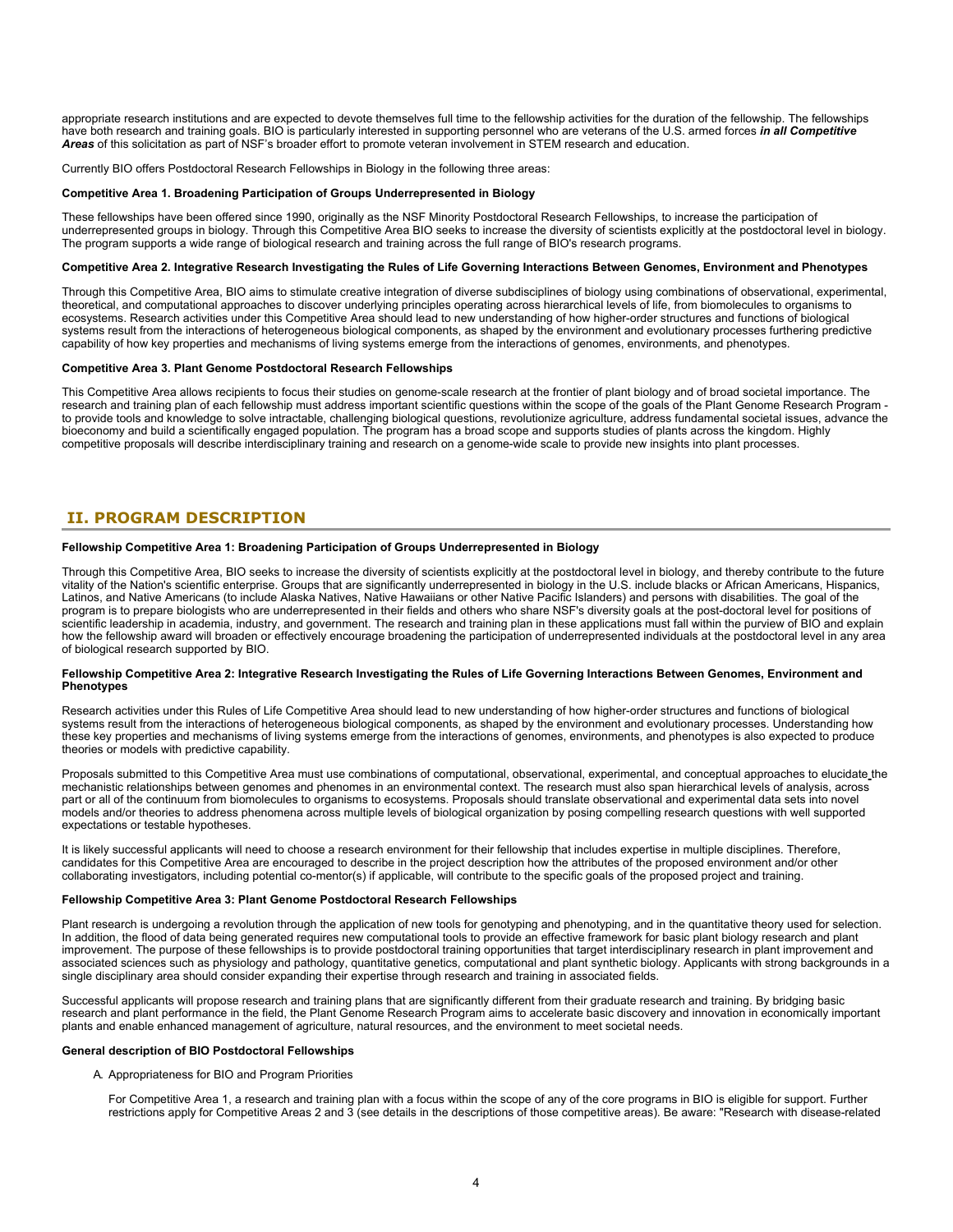appropriate research institutions and are expected to devote themselves full time to the fellowship activities for the duration of the fellowship. The fellowships have both research and training goals. BIO is particularly interested in supporting personnel who are veterans of the U.S. armed forces ***in all Competitive Areas*** of this solicitation as part of NSF's broader effort to promote veteran involvement in STEM research and education.

Currently BIO offers Postdoctoral Research Fellowships in Biology in the following three areas:

**Competitive Area 1. Broadening Participation of Groups Underrepresented in Biology**

These fellowships have been offered since 1990, originally as the NSF Minority Postdoctoral Research Fellowships, to increase the participation of underrepresented groups in biology. Through this Competitive Area BIO seeks to increase the diversity of scientists explicitly at the postdoctoral level in biology. The program supports a wide range of biological research and training across the full range of BIO's research programs.

**Competitive Area 2. Integrative Research Investigating the Rules of Life Governing Interactions Between Genomes, Environment and Phenotypes**

Through this Competitive Area, BIO aims to stimulate creative integration of diverse subdisciplines of biology using combinations of observational, experimental, theoretical, and computational approaches to discover underlying principles operating across hierarchical levels of life, from biomolecules to organisms to ecosystems. Research activities under this Competitive Area should lead to new understanding of how higher-order structures and functions of biological systems result from the interactions of heterogeneous biological components, as shaped by the environment and evolutionary processes furthering predictive capability of how key properties and mechanisms of living systems emerge from the interactions of genomes, environments, and phenotypes.

**Competitive Area 3. Plant Genome Postdoctoral Research Fellowships**

This Competitive Area allows recipients to focus their studies on genome-scale research at the frontier of plant biology and of broad societal importance. The research and training plan of each fellowship must address important scientific questions within the scope of the goals of the Plant Genome Research Program - to provide tools and knowledge to solve intractable, challenging biological questions, revolutionize agriculture, address fundamental societal issues, advance the bioeconomy and build a scientifically engaged population. The program has a broad scope and supports studies of plants across the kingdom. Highly competitive proposals will describe interdisciplinary training and research on a genome-wide scale to provide new insights into plant processes.

## II. PROGRAM DESCRIPTION

**Fellowship Competitive Area 1: Broadening Participation of Groups Underrepresented in Biology**

Through this Competitive Area, BIO seeks to increase the diversity of scientists explicitly at the postdoctoral level in biology, and thereby contribute to the future vitality of the Nation's scientific enterprise. Groups that are significantly underrepresented in biology in the U.S. include blacks or African Americans, Hispanics, Latinos, and Native Americans (to include Alaska Natives, Native Hawaiians or other Native Pacific Islanders) and persons with disabilities. The goal of the program is to prepare biologists who are underrepresented in their fields and others who share NSF's diversity goals at the post-doctoral level for positions of scientific leadership in academia, industry, and government. The research and training plan in these applications must fall within the purview of BIO and explain how the fellowship award will broaden or effectively encourage broadening the participation of underrepresented individuals at the postdoctoral level in any area of biological research supported by BIO.

**Fellowship Competitive Area 2: Integrative Research Investigating the Rules of Life Governing Interactions Between Genomes, Environment and Phenotypes**

Research activities under this Rules of Life Competitive Area should lead to new understanding of how higher-order structures and functions of biological systems result from the interactions of heterogeneous biological components, as shaped by the environment and evolutionary processes. Understanding how these key properties and mechanisms of living systems emerge from the interactions of genomes, environments, and phenotypes is also expected to produce theories or models with predictive capability.

Proposals submitted to this Competitive Area must use combinations of computational, observational, experimental, and conceptual approaches to elucidate the mechanistic relationships between genomes and phenomes in an environmental context. The research must also span hierarchical levels of analysis, across part or all of the continuum from biomolecules to organisms to ecosystems. Proposals should translate observational and experimental data sets into novel models and/or theories to address phenomena across multiple levels of biological organization by posing compelling research questions with well supported expectations or testable hypotheses.

It is likely successful applicants will need to choose a research environment for their fellowship that includes expertise in multiple disciplines. Therefore, candidates for this Competitive Area are encouraged to describe in the project description how the attributes of the proposed environment and/or other collaborating investigators, including potential co-mentor(s) if applicable, will contribute to the specific goals of the proposed project and training.

**Fellowship Competitive Area 3: Plant Genome Postdoctoral Research Fellowships**

Plant research is undergoing a revolution through the application of new tools for genotyping and phenotyping, and in the quantitative theory used for selection. In addition, the flood of data being generated requires new computational tools to provide an effective framework for basic plant biology research and plant improvement. The purpose of these fellowships is to provide postdoctoral training opportunities that target interdisciplinary research in plant improvement and associated sciences such as physiology and pathology, quantitative genetics, computational and plant synthetic biology. Applicants with strong backgrounds in a single disciplinary area should consider expanding their expertise through research and training in associated fields.

Successful applicants will propose research and training plans that are significantly different from their graduate research and training. By bridging basic research and plant performance in the field, the Plant Genome Research Program aims to accelerate basic discovery and innovation in economically important plants and enable enhanced management of agriculture, natural resources, and the environment to meet societal needs.

**General description of BIO Postdoctoral Fellowships**

A. Appropriateness for BIO and Program Priorities

   For Competitive Area 1, a research and training plan with a focus within the scope of any of the core programs in BIO is eligible for support. Further restrictions apply for Competitive Areas 2 and 3 (see details in the descriptions of those competitive areas). Be aware: "Research with disease-related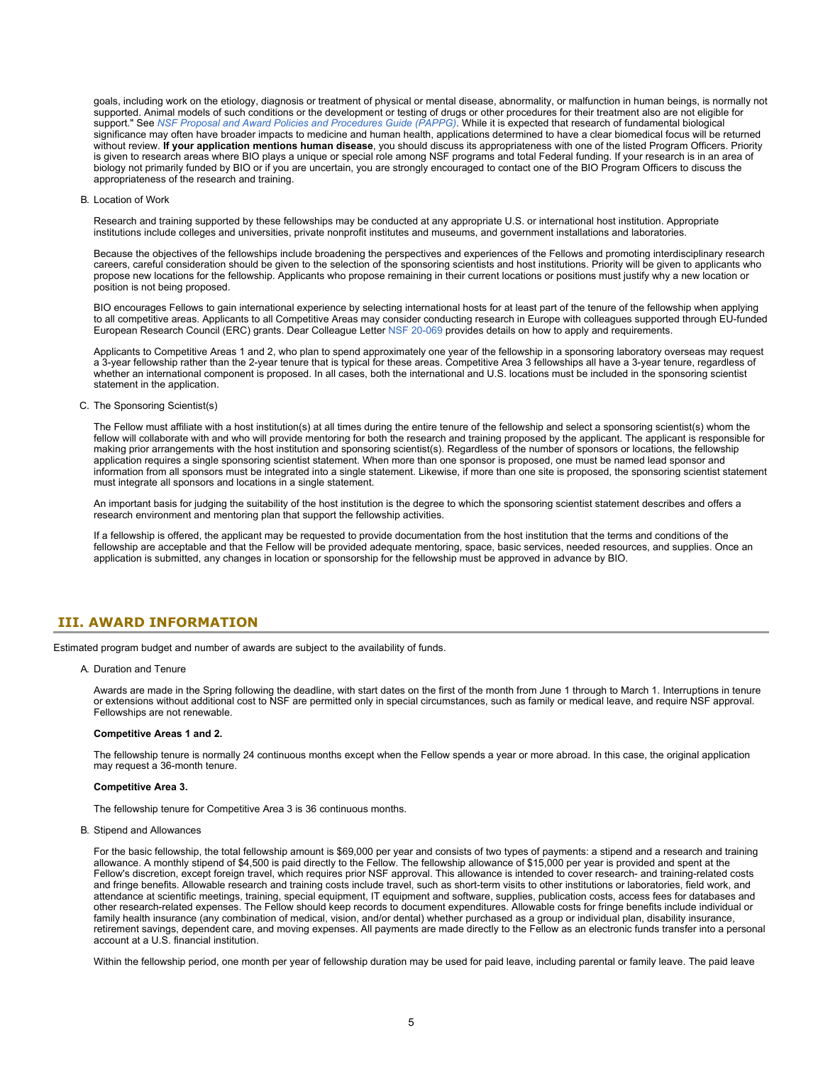goals, including work on the etiology, diagnosis or treatment of physical or mental disease, abnormality, or malfunction in human beings, is normally not supported. Animal models of such conditions or the development or testing of drugs or other procedures for their treatment also are not eligible for support." See *NSF Proposal and Award Policies and Procedures Guide (PAPPG)*. While it is expected that research of fundamental biological significance may often have broader impacts to medicine and human health, applications determined to have a clear biomedical focus will be returned without review. **If your application mentions human disease**, you should discuss its appropriateness with one of the listed Program Officers. Priority is given to research areas where BIO plays a unique or special role among NSF programs and total Federal funding. If your research is in an area of biology not primarily funded by BIO or if you are uncertain, you are strongly encouraged to contact one of the BIO Program Officers to discuss the appropriateness of the research and training.

B. Location of Work

Research and training supported by these fellowships may be conducted at any appropriate U.S. or international host institution. Appropriate institutions include colleges and universities, private nonprofit institutes and museums, and government installations and laboratories.

Because the objectives of the fellowships include broadening the perspectives and experiences of the Fellows and promoting interdisciplinary research careers, careful consideration should be given to the selection of the sponsoring scientists and host institutions. Priority will be given to applicants who propose new locations for the fellowship. Applicants who propose remaining in their current locations or positions must justify why a new location or position is not being proposed.

BIO encourages Fellows to gain international experience by selecting international hosts for at least part of the tenure of the fellowship when applying to all competitive areas. Applicants to all Competitive Areas may consider conducting research in Europe with colleagues supported through EU-funded European Research Council (ERC) grants. Dear Colleague Letter NSF 20-069 provides details on how to apply and requirements.

Applicants to Competitive Areas 1 and 2, who plan to spend approximately one year of the fellowship in a sponsoring laboratory overseas may request a 3-year fellowship rather than the 2-year tenure that is typical for these areas. Competitive Area 3 fellowships all have a 3-year tenure, regardless of whether an international component is proposed. In all cases, both the international and U.S. locations must be included in the sponsoring scientist statement in the application.

C. The Sponsoring Scientist(s)

The Fellow must affiliate with a host institution(s) at all times during the entire tenure of the fellowship and select a sponsoring scientist(s) whom the fellow will collaborate with and who will provide mentoring for both the research and training proposed by the applicant. The applicant is responsible for making prior arrangements with the host institution and sponsoring scientist(s). Regardless of the number of sponsors or locations, the fellowship application requires a single sponsoring scientist statement. When more than one sponsor is proposed, one must be named lead sponsor and information from all sponsors must be integrated into a single statement. Likewise, if more than one site is proposed, the sponsoring scientist statement must integrate all sponsors and locations in a single statement.

An important basis for judging the suitability of the host institution is the degree to which the sponsoring scientist statement describes and offers a research environment and mentoring plan that support the fellowship activities.

If a fellowship is offered, the applicant may be requested to provide documentation from the host institution that the terms and conditions of the fellowship are acceptable and that the Fellow will be provided adequate mentoring, space, basic services, needed resources, and supplies. Once an application is submitted, any changes in location or sponsorship for the fellowship must be approved in advance by BIO.

## III. AWARD INFORMATION

Estimated program budget and number of awards are subject to the availability of funds.

A. Duration and Tenure

Awards are made in the Spring following the deadline, with start dates on the first of the month from June 1 through to March 1. Interruptions in tenure or extensions without additional cost to NSF are permitted only in special circumstances, such as family or medical leave, and require NSF approval. Fellowships are not renewable.

**Competitive Areas 1 and 2.**

The fellowship tenure is normally 24 continuous months except when the Fellow spends a year or more abroad. In this case, the original application may request a 36-month tenure.

**Competitive Area 3.**

The fellowship tenure for Competitive Area 3 is 36 continuous months.

B. Stipend and Allowances

For the basic fellowship, the total fellowship amount is $69,000 per year and consists of two types of payments: a stipend and a research and training allowance. A monthly stipend of $4,500 is paid directly to the Fellow. The fellowship allowance of $15,000 per year is provided and spent at the Fellow's discretion, except foreign travel, which requires prior NSF approval. This allowance is intended to cover research- and training-related costs and fringe benefits. Allowable research and training costs include travel, such as short-term visits to other institutions or laboratories, field work, and attendance at scientific meetings, training, special equipment, IT equipment and software, supplies, publication costs, access fees for databases and other research-related expenses. The Fellow should keep records to document expenditures. Allowable costs for fringe benefits include individual or family health insurance (any combination of medical, vision, and/or dental) whether purchased as a group or individual plan, disability insurance, retirement savings, dependent care, and moving expenses. All payments are made directly to the Fellow as an electronic funds transfer into a personal account at a U.S. financial institution.

Within the fellowship period, one month per year of fellowship duration may be used for paid leave, including parental or family leave. The paid leave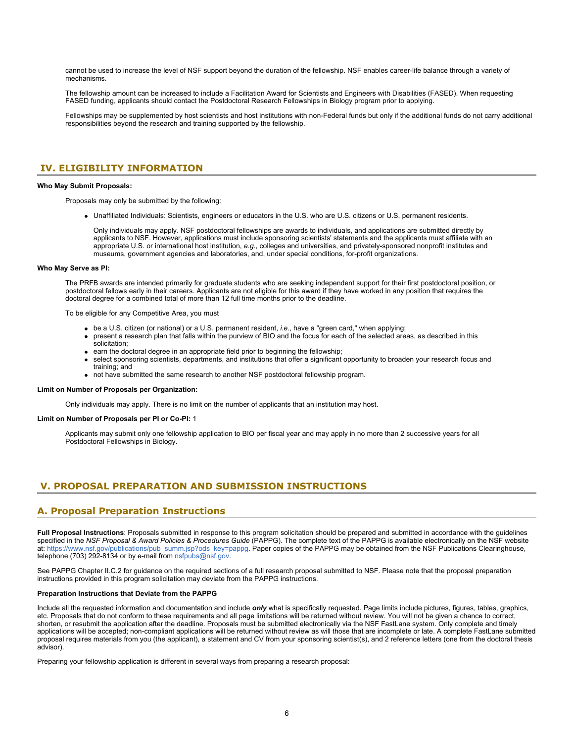cannot be used to increase the level of NSF support beyond the duration of the fellowship. NSF enables career-life balance through a variety of mechanisms.

The fellowship amount can be increased to include a Facilitation Award for Scientists and Engineers with Disabilities (FASED). When requesting FASED funding, applicants should contact the Postdoctoral Research Fellowships in Biology program prior to applying.

Fellowships may be supplemented by host scientists and host institutions with non-Federal funds but only if the additional funds do not carry additional responsibilities beyond the research and training supported by the fellowship.

## IV. ELIGIBILITY INFORMATION

**Who May Submit Proposals:**

Proposals may only be submitted by the following:

- Unaffiliated Individuals: Scientists, engineers or educators in the U.S. who are U.S. citizens or U.S. permanent residents.

  Only individuals may apply. NSF postdoctoral fellowships are awards to individuals, and applications are submitted directly by applicants to NSF. However, applications must include sponsoring scientists' statements and the applicants must affiliate with an appropriate U.S. or international host institution, *e.g.*, colleges and universities, and privately-sponsored nonprofit institutes and museums, government agencies and laboratories, and, under special conditions, for-profit organizations.

**Who May Serve as PI:**

The PRFB awards are intended primarily for graduate students who are seeking independent support for their first postdoctoral position, or postdoctoral fellows early in their careers. Applicants are not eligible for this award if they have worked in any position that requires the doctoral degree for a combined total of more than 12 full time months prior to the deadline.

To be eligible for any Competitive Area, you must

- be a U.S. citizen (or national) or a U.S. permanent resident, *i.e.*, have a "green card," when applying;
- present a research plan that falls within the purview of BIO and the focus for each of the selected areas, as described in this solicitation;
- earn the doctoral degree in an appropriate field prior to beginning the fellowship;
- select sponsoring scientists, departments, and institutions that offer a significant opportunity to broaden your research focus and training; and
- not have submitted the same research to another NSF postdoctoral fellowship program.

**Limit on Number of Proposals per Organization:**

Only individuals may apply. There is no limit on the number of applicants that an institution may host.

**Limit on Number of Proposals per PI or Co-PI:** 1

Applicants may submit only one fellowship application to BIO per fiscal year and may apply in no more than 2 successive years for all Postdoctoral Fellowships in Biology.

## V. PROPOSAL PREPARATION AND SUBMISSION INSTRUCTIONS

### A. Proposal Preparation Instructions

**Full Proposal Instructions**: Proposals submitted in response to this program solicitation should be prepared and submitted in accordance with the guidelines specified in the *NSF Proposal & Award Policies & Procedures Guide* (PAPPG). The complete text of the PAPPG is available electronically on the NSF website at: https://www.nsf.gov/publications/pub_summ.jsp?ods_key=pappg. Paper copies of the PAPPG may be obtained from the NSF Publications Clearinghouse, telephone (703) 292-8134 or by e-mail from nsfpubs@nsf.gov.

See PAPPG Chapter II.C.2 for guidance on the required sections of a full research proposal submitted to NSF. Please note that the proposal preparation instructions provided in this program solicitation may deviate from the PAPPG instructions.

**Preparation Instructions that Deviate from the PAPPG**

Include all the requested information and documentation and include ***only*** what is specifically requested. Page limits include pictures, figures, tables, graphics, etc. Proposals that do not conform to these requirements and all page limitations will be returned without review. You will not be given a chance to correct, shorten, or resubmit the application after the deadline. Proposals must be submitted electronically via the NSF FastLane system. Only complete and timely applications will be accepted; non-compliant applications will be returned without review as will those that are incomplete or late. A complete FastLane submitted proposal requires materials from you (the applicant), a statement and CV from your sponsoring scientist(s), and 2 reference letters (one from the doctoral thesis advisor).

Preparing your fellowship application is different in several ways from preparing a research proposal: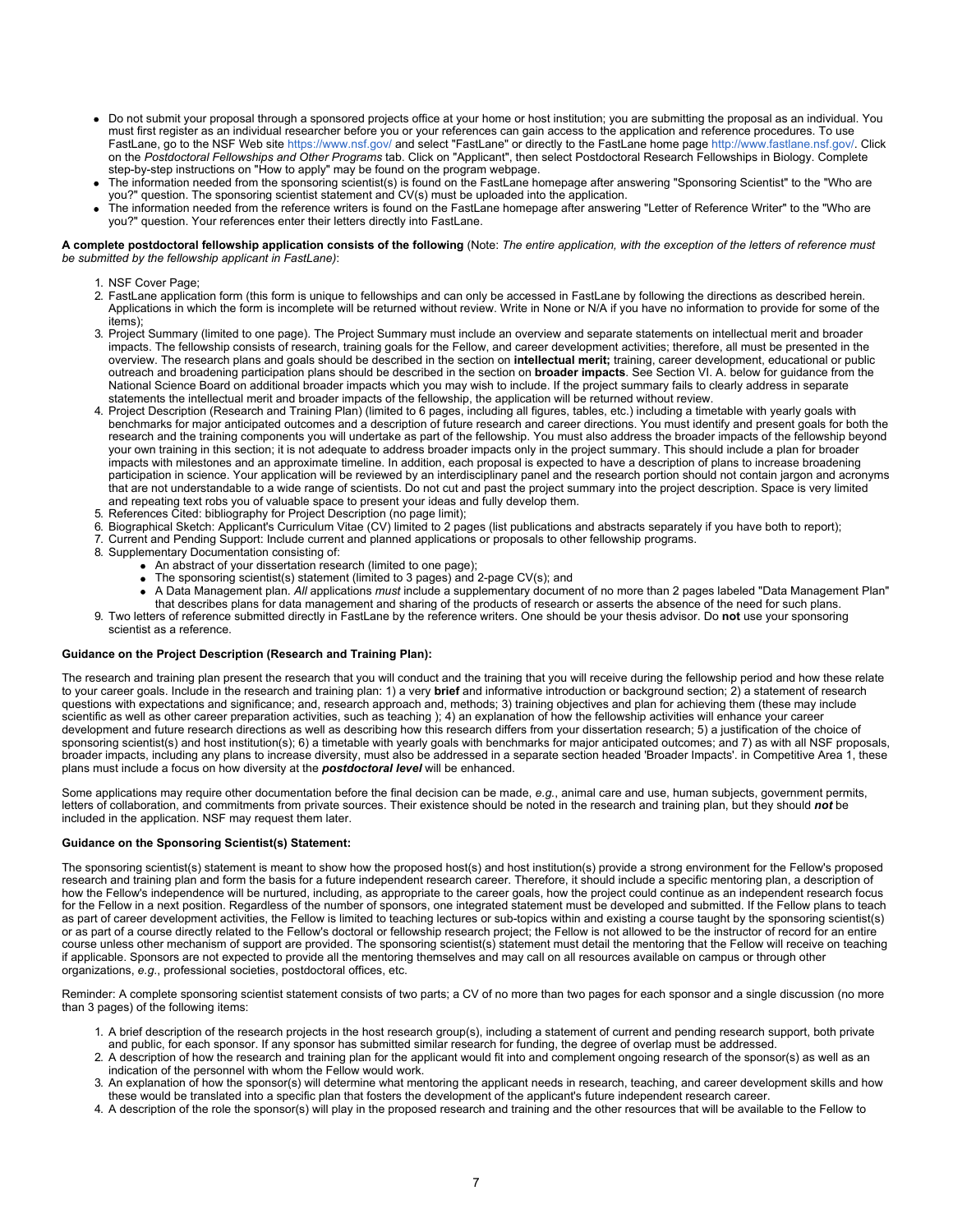- Do not submit your proposal through a sponsored projects office at your home or host institution; you are submitting the proposal as an individual. You must first register as an individual researcher before you or your references can gain access to the application and reference procedures. To use FastLane, go to the NSF Web site https://www.nsf.gov/ and select "FastLane" or directly to the FastLane home page http://www.fastlane.nsf.gov/. Click on the *Postdoctoral Fellowships and Other Programs* tab. Click on "Applicant", then select Postdoctoral Research Fellowships in Biology. Complete step-by-step instructions on "How to apply" may be found on the program webpage.
- The information needed from the sponsoring scientist(s) is found on the FastLane homepage after answering "Sponsoring Scientist" to the "Who are you?" question. The sponsoring scientist statement and CV(s) must be uploaded into the application.
- The information needed from the reference writers is found on the FastLane homepage after answering "Letter of Reference Writer" to the "Who are you?" question. Your references enter their letters directly into FastLane.

**A complete postdoctoral fellowship application consists of the following** (Note: *The entire application, with the exception of the letters of reference must be submitted by the fellowship applicant in FastLane)*:

1. NSF Cover Page;
2. FastLane application form (this form is unique to fellowships and can only be accessed in FastLane by following the directions as described herein. Applications in which the form is incomplete will be returned without review. Write in None or N/A if you have no information to provide for some of the items);
3. Project Summary (limited to one page). The Project Summary must include an overview and separate statements on intellectual merit and broader impacts. The fellowship consists of research, training goals for the Fellow, and career development activities; therefore, all must be presented in the overview. The research plans and goals should be described in the section on **intellectual merit;** training, career development, educational or public outreach and broadening participation plans should be described in the section on **broader impacts**. See Section VI. A. below for guidance from the National Science Board on additional broader impacts which you may wish to include. If the project summary fails to clearly address in separate statements the intellectual merit and broader impacts of the fellowship, the application will be returned without review.
4. Project Description (Research and Training Plan) (limited to 6 pages, including all figures, tables, etc.) including a timetable with yearly goals with benchmarks for major anticipated outcomes and a description of future research and career directions. You must identify and present goals for both the research and the training components you will undertake as part of the fellowship. You must also address the broader impacts of the fellowship beyond your own training in this section; it is not adequate to address broader impacts only in the project summary. This should include a plan for broader impacts with milestones and an approximate timeline. In addition, each proposal is expected to have a description of plans to increase broadening participation in science. Your application will be reviewed by an interdisciplinary panel and the research portion should not contain jargon and acronyms that are not understandable to a wide range of scientists. Do not cut and past the project summary into the project description. Space is very limited and repeating text robs you of valuable space to present your ideas and fully develop them.
5. References Cited: bibliography for Project Description (no page limit);
6. Biographical Sketch: Applicant's Curriculum Vitae (CV) limited to 2 pages (list publications and abstracts separately if you have both to report);
7. Current and Pending Support: Include current and planned applications or proposals to other fellowship programs.
8. Supplementary Documentation consisting of:
   - An abstract of your dissertation research (limited to one page);
   - The sponsoring scientist(s) statement (limited to 3 pages) and 2-page CV(s); and
   - A Data Management plan. *All* applications *must* include a supplementary document of no more than 2 pages labeled "Data Management Plan" that describes plans for data management and sharing of the products of research or asserts the absence of the need for such plans.
9. Two letters of reference submitted directly in FastLane by the reference writers. One should be your thesis advisor. Do **not** use your sponsoring scientist as a reference.

**Guidance on the Project Description (Research and Training Plan):**

The research and training plan present the research that you will conduct and the training that you will receive during the fellowship period and how these relate to your career goals. Include in the research and training plan: 1) a very **brief** and informative introduction or background section; 2) a statement of research questions with expectations and significance; and, research approach and, methods; 3) training objectives and plan for achieving them (these may include scientific as well as other career preparation activities, such as teaching ); 4) an explanation of how the fellowship activities will enhance your career development and future research directions as well as describing how this research differs from your dissertation research; 5) a justification of the choice of sponsoring scientist(s) and host institution(s); 6) a timetable with yearly goals with benchmarks for major anticipated outcomes; and 7) as with all NSF proposals, broader impacts, including any plans to increase diversity, must also be addressed in a separate section headed 'Broader Impacts'. in Competitive Area 1, these plans must include a focus on how diversity at the ***postdoctoral level*** will be enhanced.

Some applications may require other documentation before the final decision can be made, *e.g.*, animal care and use, human subjects, government permits, letters of collaboration, and commitments from private sources. Their existence should be noted in the research and training plan, but they should ***not*** be included in the application. NSF may request them later.

**Guidance on the Sponsoring Scientist(s) Statement:**

The sponsoring scientist(s) statement is meant to show how the proposed host(s) and host institution(s) provide a strong environment for the Fellow's proposed research and training plan and form the basis for a future independent research career. Therefore, it should include a specific mentoring plan, a description of how the Fellow's independence will be nurtured, including, as appropriate to the career goals, how the project could continue as an independent research focus for the Fellow in a next position. Regardless of the number of sponsors, one integrated statement must be developed and submitted. If the Fellow plans to teach as part of career development activities, the Fellow is limited to teaching lectures or sub-topics within and existing a course taught by the sponsoring scientist(s) or as part of a course directly related to the Fellow's doctoral or fellowship research project; the Fellow is not allowed to be the instructor of record for an entire course unless other mechanism of support are provided. The sponsoring scientist(s) statement must detail the mentoring that the Fellow will receive on teaching if applicable. Sponsors are not expected to provide all the mentoring themselves and may call on all resources available on campus or through other organizations, *e.g.*, professional societies, postdoctoral offices, etc.

Reminder: A complete sponsoring scientist statement consists of two parts; a CV of no more than two pages for each sponsor and a single discussion (no more than 3 pages) of the following items:

1. A brief description of the research projects in the host research group(s), including a statement of current and pending research support, both private and public, for each sponsor. If any sponsor has submitted similar research for funding, the degree of overlap must be addressed.
2. A description of how the research and training plan for the applicant would fit into and complement ongoing research of the sponsor(s) as well as an indication of the personnel with whom the Fellow would work.
3. An explanation of how the sponsor(s) will determine what mentoring the applicant needs in research, teaching, and career development skills and how these would be translated into a specific plan that fosters the development of the applicant's future independent research career.
4. A description of the role the sponsor(s) will play in the proposed research and training and the other resources that will be available to the Fellow to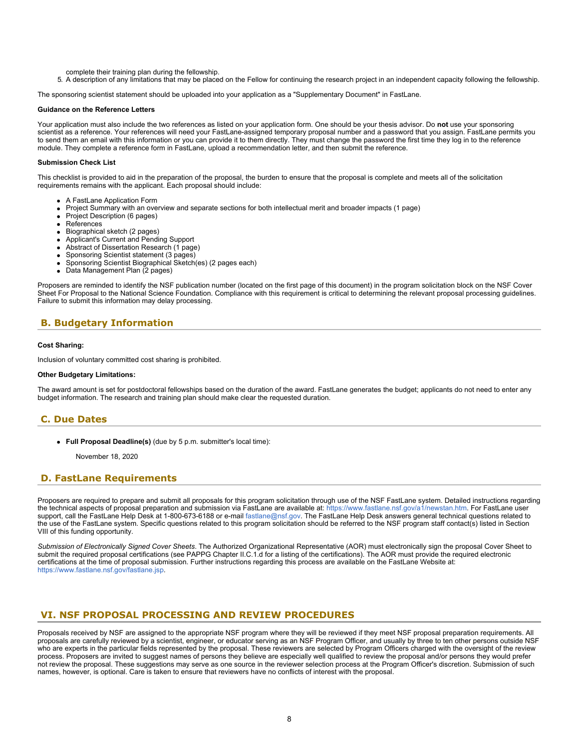complete their training plan during the fellowship.

5. A description of any limitations that may be placed on the Fellow for continuing the research project in an independent capacity following the fellowship.

The sponsoring scientist statement should be uploaded into your application as a "Supplementary Document" in FastLane.

**Guidance on the Reference Letters**

Your application must also include the two references as listed on your application form. One should be your thesis advisor. Do **not** use your sponsoring scientist as a reference. Your references will need your FastLane-assigned temporary proposal number and a password that you assign. FastLane permits you to send them an email with this information or you can provide it to them directly. They must change the password the first time they log in to the reference module. They complete a reference form in FastLane, upload a recommendation letter, and then submit the reference.

**Submission Check List**

This checklist is provided to aid in the preparation of the proposal, the burden to ensure that the proposal is complete and meets all of the solicitation requirements remains with the applicant. Each proposal should include:

- A FastLane Application Form
- Project Summary with an overview and separate sections for both intellectual merit and broader impacts (1 page)
- Project Description (6 pages)
- References
- Biographical sketch (2 pages)
- Applicant's Current and Pending Support
- Abstract of Dissertation Research (1 page)
- Sponsoring Scientist statement (3 pages)
- Sponsoring Scientist Biographical Sketch(es) (2 pages each)
- Data Management Plan (2 pages)

Proposers are reminded to identify the NSF publication number (located on the first page of this document) in the program solicitation block on the NSF Cover Sheet For Proposal to the National Science Foundation. Compliance with this requirement is critical to determining the relevant proposal processing guidelines. Failure to submit this information may delay processing.

## B. Budgetary Information

**Cost Sharing:**

Inclusion of voluntary committed cost sharing is prohibited.

**Other Budgetary Limitations:**

The award amount is set for postdoctoral fellowships based on the duration of the award. FastLane generates the budget; applicants do not need to enter any budget information. The research and training plan should make clear the requested duration.

## C. Due Dates

- **Full Proposal Deadline(s)** (due by 5 p.m. submitter's local time):

  November 18, 2020

## D. FastLane Requirements

Proposers are required to prepare and submit all proposals for this program solicitation through use of the NSF FastLane system. Detailed instructions regarding the technical aspects of proposal preparation and submission via FastLane are available at: https://www.fastlane.nsf.gov/a1/newstan.htm. For FastLane user support, call the FastLane Help Desk at 1-800-673-6188 or e-mail fastlane@nsf.gov. The FastLane Help Desk answers general technical questions related to the use of the FastLane system. Specific questions related to this program solicitation should be referred to the NSF program staff contact(s) listed in Section VIII of this funding opportunity.

*Submission of Electronically Signed Cover Sheets*. The Authorized Organizational Representative (AOR) must electronically sign the proposal Cover Sheet to submit the required proposal certifications (see PAPPG Chapter II.C.1.d for a listing of the certifications). The AOR must provide the required electronic certifications at the time of proposal submission. Further instructions regarding this process are available on the FastLane Website at: https://www.fastlane.nsf.gov/fastlane.jsp.

# VI. NSF PROPOSAL PROCESSING AND REVIEW PROCEDURES

Proposals received by NSF are assigned to the appropriate NSF program where they will be reviewed if they meet NSF proposal preparation requirements. All proposals are carefully reviewed by a scientist, engineer, or educator serving as an NSF Program Officer, and usually by three to ten other persons outside NSF who are experts in the particular fields represented by the proposal. These reviewers are selected by Program Officers charged with the oversight of the review process. Proposers are invited to suggest names of persons they believe are especially well qualified to review the proposal and/or persons they would prefer not review the proposal. These suggestions may serve as one source in the reviewer selection process at the Program Officer's discretion. Submission of such names, however, is optional. Care is taken to ensure that reviewers have no conflicts of interest with the proposal.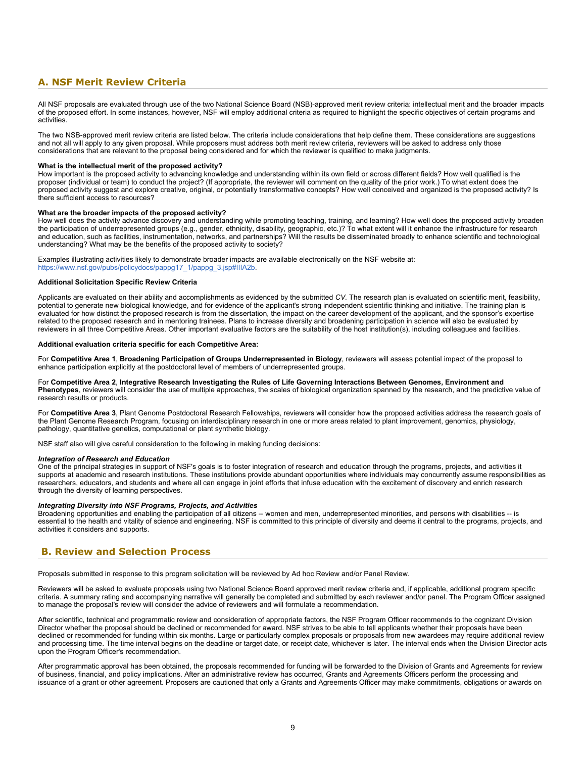## A. NSF Merit Review Criteria

All NSF proposals are evaluated through use of the two National Science Board (NSB)-approved merit review criteria: intellectual merit and the broader impacts of the proposed effort. In some instances, however, NSF will employ additional criteria as required to highlight the specific objectives of certain programs and activities.

The two NSB-approved merit review criteria are listed below. The criteria include considerations that help define them. These considerations are suggestions and not all will apply to any given proposal. While proposers must address both merit review criteria, reviewers will be asked to address only those considerations that are relevant to the proposal being considered and for which the reviewer is qualified to make judgments.

**What is the intellectual merit of the proposed activity?**
How important is the proposed activity to advancing knowledge and understanding within its own field or across different fields? How well qualified is the proposer (individual or team) to conduct the project? (If appropriate, the reviewer will comment on the quality of the prior work.) To what extent does the proposed activity suggest and explore creative, original, or potentially transformative concepts? How well conceived and organized is the proposed activity? Is there sufficient access to resources?

**What are the broader impacts of the proposed activity?**
How well does the activity advance discovery and understanding while promoting teaching, training, and learning? How well does the proposed activity broaden the participation of underrepresented groups (e.g., gender, ethnicity, disability, geographic, etc.)? To what extent will it enhance the infrastructure for research and education, such as facilities, instrumentation, networks, and partnerships? Will the results be disseminated broadly to enhance scientific and technological understanding? What may be the benefits of the proposed activity to society?

Examples illustrating activities likely to demonstrate broader impacts are available electronically on the NSF website at: https://www.nsf.gov/pubs/policydocs/pappg17_1/pappg_3.jsp#IIIA2b.

**Additional Solicitation Specific Review Criteria**

Applicants are evaluated on their ability and accomplishments as evidenced by the submitted *CV*. The research plan is evaluated on scientific merit, feasibility, potential to generate new biological knowledge, and for evidence of the applicant's strong independent scientific thinking and initiative. The training plan is evaluated for how distinct the proposed research is from the dissertation, the impact on the career development of the applicant, and the sponsor's expertise related to the proposed research and in mentoring trainees. Plans to increase diversity and broadening participation in science will also be evaluated by reviewers in all three Competitive Areas. Other important evaluative factors are the suitability of the host institution(s), including colleagues and facilities.

**Additional evaluation criteria specific for each Competitive Area:**

For **Competitive Area 1**, **Broadening Participation of Groups Underrepresented in Biology**, reviewers will assess potential impact of the proposal to enhance participation explicitly at the postdoctoral level of members of underrepresented groups.

For **Competitive Area 2**, **Integrative Research Investigating the Rules of Life Governing Interactions Between Genomes, Environment and Phenotypes**, reviewers will consider the use of multiple approaches, the scales of biological organization spanned by the research, and the predictive value of research results or products.

For **Competitive Area 3**, Plant Genome Postdoctoral Research Fellowships, reviewers will consider how the proposed activities address the research goals of the Plant Genome Research Program, focusing on interdisciplinary research in one or more areas related to plant improvement, genomics, physiology, pathology, quantitative genetics, computational or plant synthetic biology.

NSF staff also will give careful consideration to the following in making funding decisions:

***Integration of Research and Education***
One of the principal strategies in support of NSF's goals is to foster integration of research and education through the programs, projects, and activities it supports at academic and research institutions. These institutions provide abundant opportunities where individuals may concurrently assume responsibilities as researchers, educators, and students and where all can engage in joint efforts that infuse education with the excitement of discovery and enrich research through the diversity of learning perspectives.

***Integrating Diversity into NSF Programs, Projects, and Activities***
Broadening opportunities and enabling the participation of all citizens -- women and men, underrepresented minorities, and persons with disabilities -- is essential to the health and vitality of science and engineering. NSF is committed to this principle of diversity and deems it central to the programs, projects, and activities it considers and supports.

## B. Review and Selection Process

Proposals submitted in response to this program solicitation will be reviewed by Ad hoc Review and/or Panel Review.

Reviewers will be asked to evaluate proposals using two National Science Board approved merit review criteria and, if applicable, additional program specific criteria. A summary rating and accompanying narrative will generally be completed and submitted by each reviewer and/or panel. The Program Officer assigned to manage the proposal's review will consider the advice of reviewers and will formulate a recommendation.

After scientific, technical and programmatic review and consideration of appropriate factors, the NSF Program Officer recommends to the cognizant Division Director whether the proposal should be declined or recommended for award. NSF strives to be able to tell applicants whether their proposals have been declined or recommended for funding within six months. Large or particularly complex proposals or proposals from new awardees may require additional review and processing time. The time interval begins on the deadline or target date, or receipt date, whichever is later. The interval ends when the Division Director acts upon the Program Officer's recommendation.

After programmatic approval has been obtained, the proposals recommended for funding will be forwarded to the Division of Grants and Agreements for review of business, financial, and policy implications. After an administrative review has occurred, Grants and Agreements Officers perform the processing and issuance of a grant or other agreement. Proposers are cautioned that only a Grants and Agreements Officer may make commitments, obligations or awards on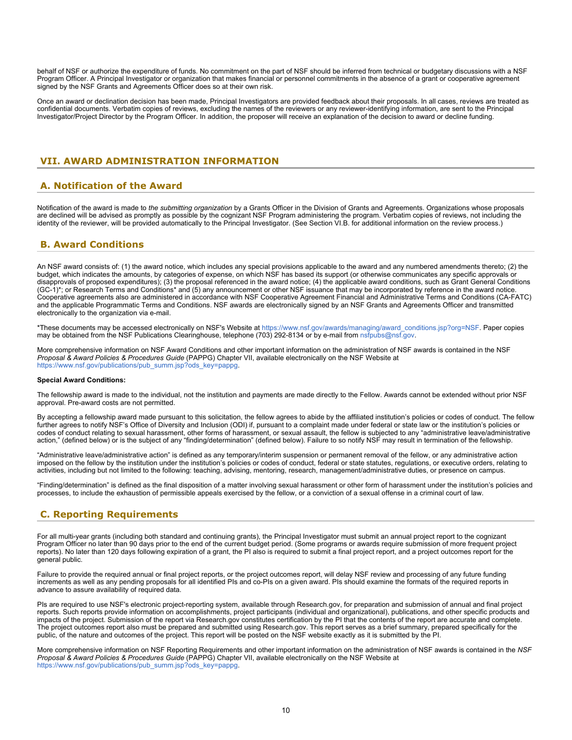behalf of NSF or authorize the expenditure of funds. No commitment on the part of NSF should be inferred from technical or budgetary discussions with a NSF Program Officer. A Principal Investigator or organization that makes financial or personnel commitments in the absence of a grant or cooperative agreement signed by the NSF Grants and Agreements Officer does so at their own risk.

Once an award or declination decision has been made, Principal Investigators are provided feedback about their proposals. In all cases, reviews are treated as confidential documents. Verbatim copies of reviews, excluding the names of the reviewers or any reviewer-identifying information, are sent to the Principal Investigator/Project Director by the Program Officer. In addition, the proposer will receive an explanation of the decision to award or decline funding.

## VII. AWARD ADMINISTRATION INFORMATION

### A. Notification of the Award

Notification of the award is made to *the submitting organization* by a Grants Officer in the Division of Grants and Agreements. Organizations whose proposals are declined will be advised as promptly as possible by the cognizant NSF Program administering the program. Verbatim copies of reviews, not including the identity of the reviewer, will be provided automatically to the Principal Investigator. (See Section VI.B. for additional information on the review process.)

### B. Award Conditions

An NSF award consists of: (1) the award notice, which includes any special provisions applicable to the award and any numbered amendments thereto; (2) the budget, which indicates the amounts, by categories of expense, on which NSF has based its support (or otherwise communicates any specific approvals or disapprovals of proposed expenditures); (3) the proposal referenced in the award notice; (4) the applicable award conditions, such as Grant General Conditions (GC-1)*; or Research Terms and Conditions* and (5) any announcement or other NSF issuance that may be incorporated by reference in the award notice. Cooperative agreements also are administered in accordance with NSF Cooperative Agreement Financial and Administrative Terms and Conditions (CA-FATC) and the applicable Programmatic Terms and Conditions. NSF awards are electronically signed by an NSF Grants and Agreements Officer and transmitted electronically to the organization via e-mail.

*These documents may be accessed electronically on NSF's Website at https://www.nsf.gov/awards/managing/award_conditions.jsp?org=NSF. Paper copies may be obtained from the NSF Publications Clearinghouse, telephone (703) 292-8134 or by e-mail from nsfpubs@nsf.gov.

More comprehensive information on NSF Award Conditions and other important information on the administration of NSF awards is contained in the NSF *Proposal & Award Policies & Procedures Guide* (PAPPG) Chapter VII, available electronically on the NSF Website at https://www.nsf.gov/publications/pub_summ.jsp?ods_key=pappg.

**Special Award Conditions:**

The fellowship award is made to the individual, not the institution and payments are made directly to the Fellow. Awards cannot be extended without prior NSF approval. Pre-award costs are not permitted.

By accepting a fellowship award made pursuant to this solicitation, the fellow agrees to abide by the affiliated institution's policies or codes of conduct. The fellow further agrees to notify NSF's Office of Diversity and Inclusion (ODI) if, pursuant to a complaint made under federal or state law or the institution's policies or codes of conduct relating to sexual harassment, other forms of harassment, or sexual assault, the fellow is subjected to any "administrative leave/administrative action," (defined below) or is the subject of any "finding/determination" (defined below). Failure to so notify NSF may result in termination of the fellowship.

"Administrative leave/administrative action" is defined as any temporary/interim suspension or permanent removal of the fellow, or any administrative action imposed on the fellow by the institution under the institution's policies or codes of conduct, federal or state statutes, regulations, or executive orders, relating to activities, including but not limited to the following: teaching, advising, mentoring, research, management/administrative duties, or presence on campus.

"Finding/determination" is defined as the final disposition of a matter involving sexual harassment or other form of harassment under the institution's policies and processes, to include the exhaustion of permissible appeals exercised by the fellow, or a conviction of a sexual offense in a criminal court of law.

### C. Reporting Requirements

For all multi-year grants (including both standard and continuing grants), the Principal Investigator must submit an annual project report to the cognizant Program Officer no later than 90 days prior to the end of the current budget period. (Some programs or awards require submission of more frequent project reports). No later than 120 days following expiration of a grant, the PI also is required to submit a final project report, and a project outcomes report for the general public.

Failure to provide the required annual or final project reports, or the project outcomes report, will delay NSF review and processing of any future funding increments as well as any pending proposals for all identified PIs and co-PIs on a given award. PIs should examine the formats of the required reports in advance to assure availability of required data.

PIs are required to use NSF's electronic project-reporting system, available through Research.gov, for preparation and submission of annual and final project reports. Such reports provide information on accomplishments, project participants (individual and organizational), publications, and other specific products and impacts of the project. Submission of the report via Research.gov constitutes certification by the PI that the contents of the report are accurate and complete. The project outcomes report also must be prepared and submitted using Research.gov. This report serves as a brief summary, prepared specifically for the public, of the nature and outcomes of the project. This report will be posted on the NSF website exactly as it is submitted by the PI.

More comprehensive information on NSF Reporting Requirements and other important information on the administration of NSF awards is contained in the *NSF Proposal & Award Policies & Procedures Guide* (PAPPG) Chapter VII, available electronically on the NSF Website at https://www.nsf.gov/publications/pub_summ.jsp?ods_key=pappg.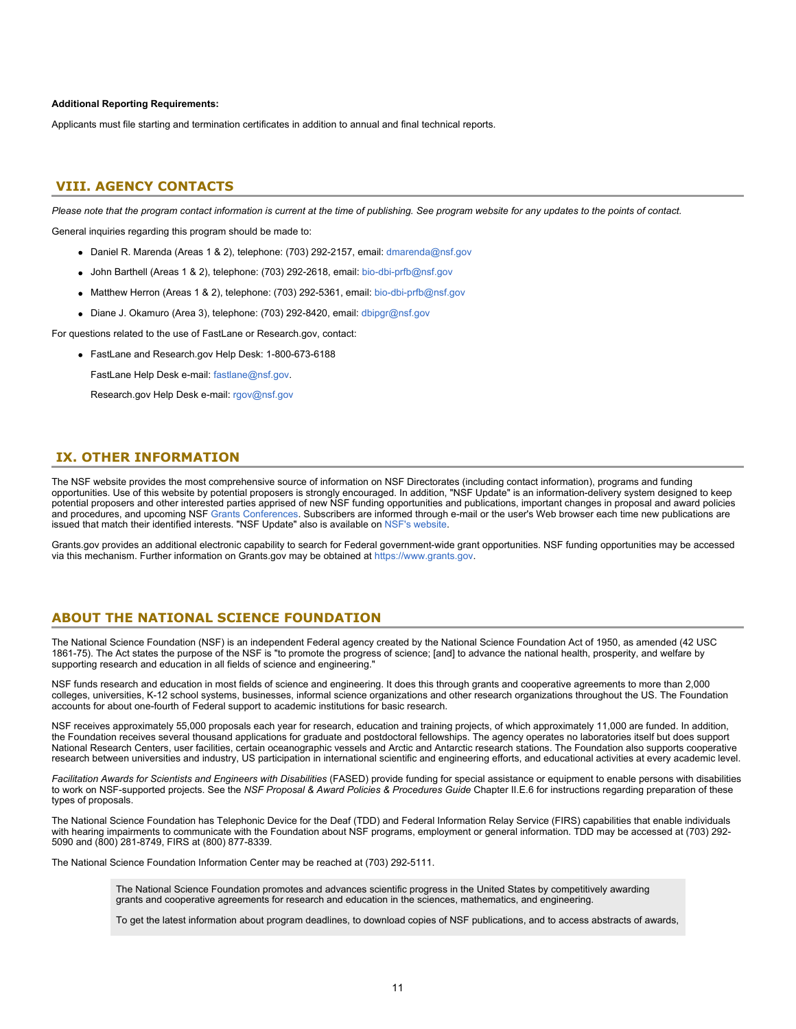**Additional Reporting Requirements:**

Applicants must file starting and termination certificates in addition to annual and final technical reports.

## VIII. AGENCY CONTACTS

*Please note that the program contact information is current at the time of publishing. See program website for any updates to the points of contact.*

General inquiries regarding this program should be made to:

- Daniel R. Marenda (Areas 1 & 2), telephone: (703) 292-2157, email: dmarenda@nsf.gov
- John Barthell (Areas 1 & 2), telephone: (703) 292-2618, email: bio-dbi-prfb@nsf.gov
- Matthew Herron (Areas 1 & 2), telephone: (703) 292-5361, email: bio-dbi-prfb@nsf.gov
- Diane J. Okamuro (Area 3), telephone: (703) 292-8420, email: dbipgr@nsf.gov

For questions related to the use of FastLane or Research.gov, contact:

- FastLane and Research.gov Help Desk: 1-800-673-6188

  FastLane Help Desk e-mail: fastlane@nsf.gov.

  Research.gov Help Desk e-mail: rgov@nsf.gov

## IX. OTHER INFORMATION

The NSF website provides the most comprehensive source of information on NSF Directorates (including contact information), programs and funding opportunities. Use of this website by potential proposers is strongly encouraged. In addition, "NSF Update" is an information-delivery system designed to keep potential proposers and other interested parties apprised of new NSF funding opportunities and publications, important changes in proposal and award policies and procedures, and upcoming NSF Grants Conferences. Subscribers are informed through e-mail or the user's Web browser each time new publications are issued that match their identified interests. "NSF Update" also is available on NSF's website.

Grants.gov provides an additional electronic capability to search for Federal government-wide grant opportunities. NSF funding opportunities may be accessed via this mechanism. Further information on Grants.gov may be obtained at https://www.grants.gov.

## ABOUT THE NATIONAL SCIENCE FOUNDATION

The National Science Foundation (NSF) is an independent Federal agency created by the National Science Foundation Act of 1950, as amended (42 USC 1861-75). The Act states the purpose of the NSF is "to promote the progress of science; [and] to advance the national health, prosperity, and welfare by supporting research and education in all fields of science and engineering."

NSF funds research and education in most fields of science and engineering. It does this through grants and cooperative agreements to more than 2,000 colleges, universities, K-12 school systems, businesses, informal science organizations and other research organizations throughout the US. The Foundation accounts for about one-fourth of Federal support to academic institutions for basic research.

NSF receives approximately 55,000 proposals each year for research, education and training projects, of which approximately 11,000 are funded. In addition, the Foundation receives several thousand applications for graduate and postdoctoral fellowships. The agency operates no laboratories itself but does support National Research Centers, user facilities, certain oceanographic vessels and Arctic and Antarctic research stations. The Foundation also supports cooperative research between universities and industry, US participation in international scientific and engineering efforts, and educational activities at every academic level.

*Facilitation Awards for Scientists and Engineers with Disabilities* (FASED) provide funding for special assistance or equipment to enable persons with disabilities to work on NSF-supported projects. See the *NSF Proposal & Award Policies & Procedures Guide* Chapter II.E.6 for instructions regarding preparation of these types of proposals.

The National Science Foundation has Telephonic Device for the Deaf (TDD) and Federal Information Relay Service (FIRS) capabilities that enable individuals with hearing impairments to communicate with the Foundation about NSF programs, employment or general information. TDD may be accessed at (703) 292-5090 and (800) 281-8749, FIRS at (800) 877-8339.

The National Science Foundation Information Center may be reached at (703) 292-5111.

> The National Science Foundation promotes and advances scientific progress in the United States by competitively awarding grants and cooperative agreements for research and education in the sciences, mathematics, and engineering.
>
> To get the latest information about program deadlines, to download copies of NSF publications, and to access abstracts of awards,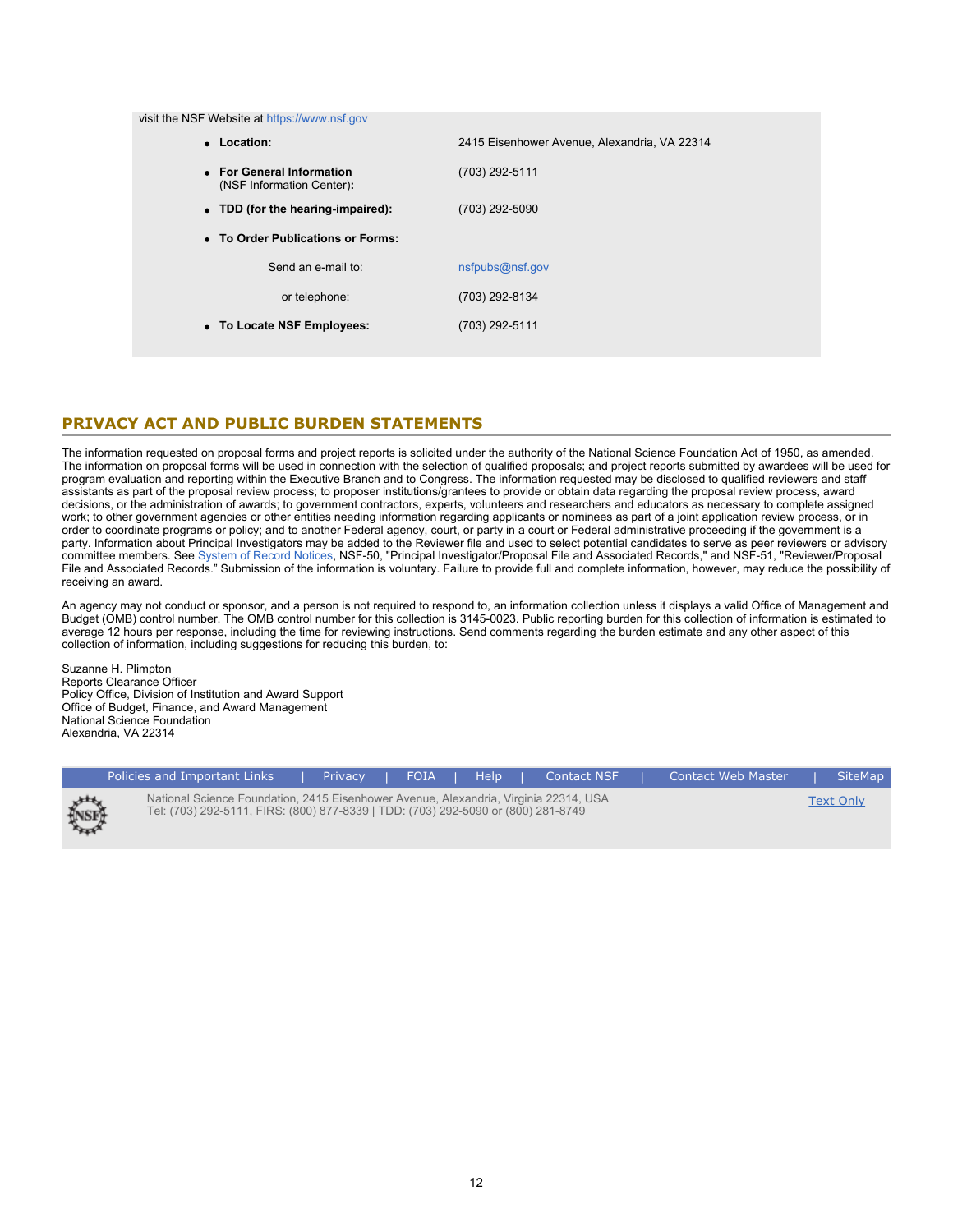visit the NSF Website at https://www.nsf.gov

- **Location:** 2415 Eisenhower Avenue, Alexandria, VA 22314
- **For General Information** (NSF Information Center)**:** (703) 292-5111
- **TDD (for the hearing-impaired):** (703) 292-5090
- **To Order Publications or Forms:**
  - Send an e-mail to: nsfpubs@nsf.gov
  - or telephone: (703) 292-8134
- **To Locate NSF Employees:** (703) 292-5111

## PRIVACY ACT AND PUBLIC BURDEN STATEMENTS

The information requested on proposal forms and project reports is solicited under the authority of the National Science Foundation Act of 1950, as amended. The information on proposal forms will be used in connection with the selection of qualified proposals; and project reports submitted by awardees will be used for program evaluation and reporting within the Executive Branch and to Congress. The information requested may be disclosed to qualified reviewers and staff assistants as part of the proposal review process; to proposer institutions/grantees to provide or obtain data regarding the proposal review process, award decisions, or the administration of awards; to government contractors, experts, volunteers and researchers and educators as necessary to complete assigned work; to other government agencies or other entities needing information regarding applicants or nominees as part of a joint application review process, or in order to coordinate programs or policy; and to another Federal agency, court, or party in a court or Federal administrative proceeding if the government is a party. Information about Principal Investigators may be added to the Reviewer file and used to select potential candidates to serve as peer reviewers or advisory committee members. See System of Record Notices, NSF-50, "Principal Investigator/Proposal File and Associated Records," and NSF-51, "Reviewer/Proposal File and Associated Records." Submission of the information is voluntary. Failure to provide full and complete information, however, may reduce the possibility of receiving an award.

An agency may not conduct or sponsor, and a person is not required to respond to, an information collection unless it displays a valid Office of Management and Budget (OMB) control number. The OMB control number for this collection is 3145-0023. Public reporting burden for this collection of information is estimated to average 12 hours per response, including the time for reviewing instructions. Send comments regarding the burden estimate and any other aspect of this collection of information, including suggestions for reducing this burden, to:

Suzanne H. Plimpton
Reports Clearance Officer
Policy Office, Division of Institution and Award Support
Office of Budget, Finance, and Award Management
National Science Foundation
Alexandria, VA 22314

Policies and Important Links | Privacy | FOIA | Help | Contact NSF | Contact Web Master | SiteMap

National Science Foundation, 2415 Eisenhower Avenue, Alexandria, Virginia 22314, USA
Tel: (703) 292-5111, FIRS: (800) 877-8339 | TDD: (703) 292-5090 or (800) 281-8749

Text Only